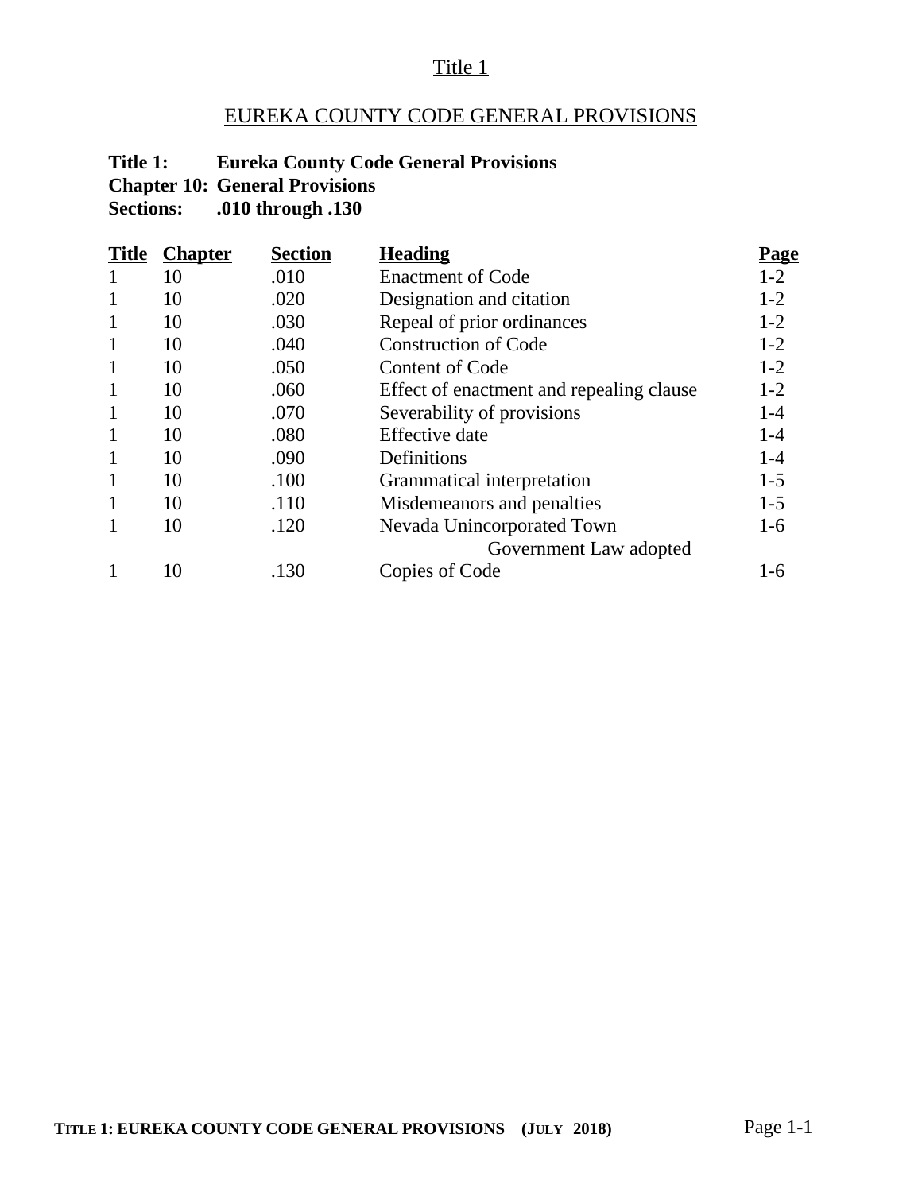# Title 1

## EUREKA COUNTY CODE GENERAL PROVISIONS

**Title 1: Eureka County Code General Provisions**
**Chapter 10: General Provisions**
**Sections: .010 through .130**

| Title | Chapter | Section | Heading | Page |
|---|---|---|---|---|
| 1 | 10 | .010 | Enactment of Code | 1-2 |
| 1 | 10 | .020 | Designation and citation | 1-2 |
| 1 | 10 | .030 | Repeal of prior ordinances | 1-2 |
| 1 | 10 | .040 | Construction of Code | 1-2 |
| 1 | 10 | .050 | Content of Code | 1-2 |
| 1 | 10 | .060 | Effect of enactment and repealing clause | 1-2 |
| 1 | 10 | .070 | Severability of provisions | 1-4 |
| 1 | 10 | .080 | Effective date | 1-4 |
| 1 | 10 | .090 | Definitions | 1-4 |
| 1 | 10 | .100 | Grammatical interpretation | 1-5 |
| 1 | 10 | .110 | Misdemeanors and penalties | 1-5 |
| 1 | 10 | .120 | Nevada Unincorporated Town Government Law adopted | 1-6 |
| 1 | 10 | .130 | Copies of Code | 1-6 |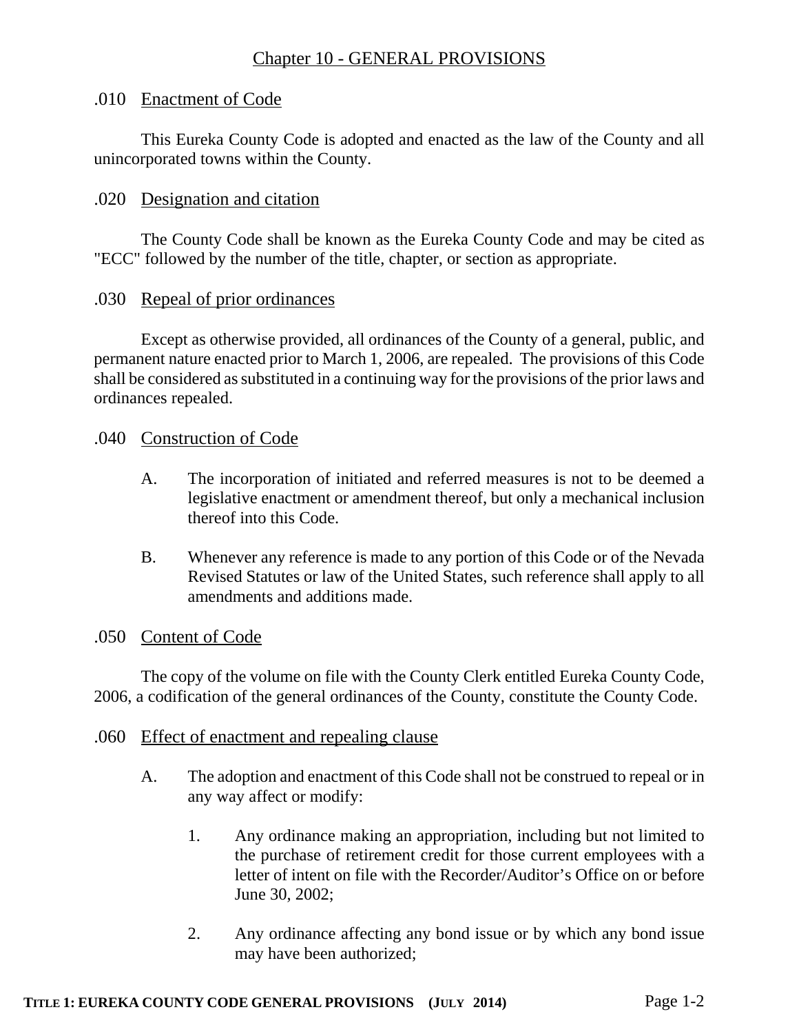## Chapter 10 - GENERAL PROVISIONS

### .010 Enactment of Code

This Eureka County Code is adopted and enacted as the law of the County and all unincorporated towns within the County.

### .020 Designation and citation

The County Code shall be known as the Eureka County Code and may be cited as "ECC" followed by the number of the title, chapter, or section as appropriate.

### .030 Repeal of prior ordinances

Except as otherwise provided, all ordinances of the County of a general, public, and permanent nature enacted prior to March 1, 2006, are repealed. The provisions of this Code shall be considered as substituted in a continuing way for the provisions of the prior laws and ordinances repealed.

### .040 Construction of Code

A. The incorporation of initiated and referred measures is not to be deemed a legislative enactment or amendment thereof, but only a mechanical inclusion thereof into this Code.

B. Whenever any reference is made to any portion of this Code or of the Nevada Revised Statutes or law of the United States, such reference shall apply to all amendments and additions made.

### .050 Content of Code

The copy of the volume on file with the County Clerk entitled Eureka County Code, 2006, a codification of the general ordinances of the County, constitute the County Code.

### .060 Effect of enactment and repealing clause

A. The adoption and enactment of this Code shall not be construed to repeal or in any way affect or modify:

1. Any ordinance making an appropriation, including but not limited to the purchase of retirement credit for those current employees with a letter of intent on file with the Recorder/Auditor's Office on or before June 30, 2002;

2. Any ordinance affecting any bond issue or by which any bond issue may have been authorized;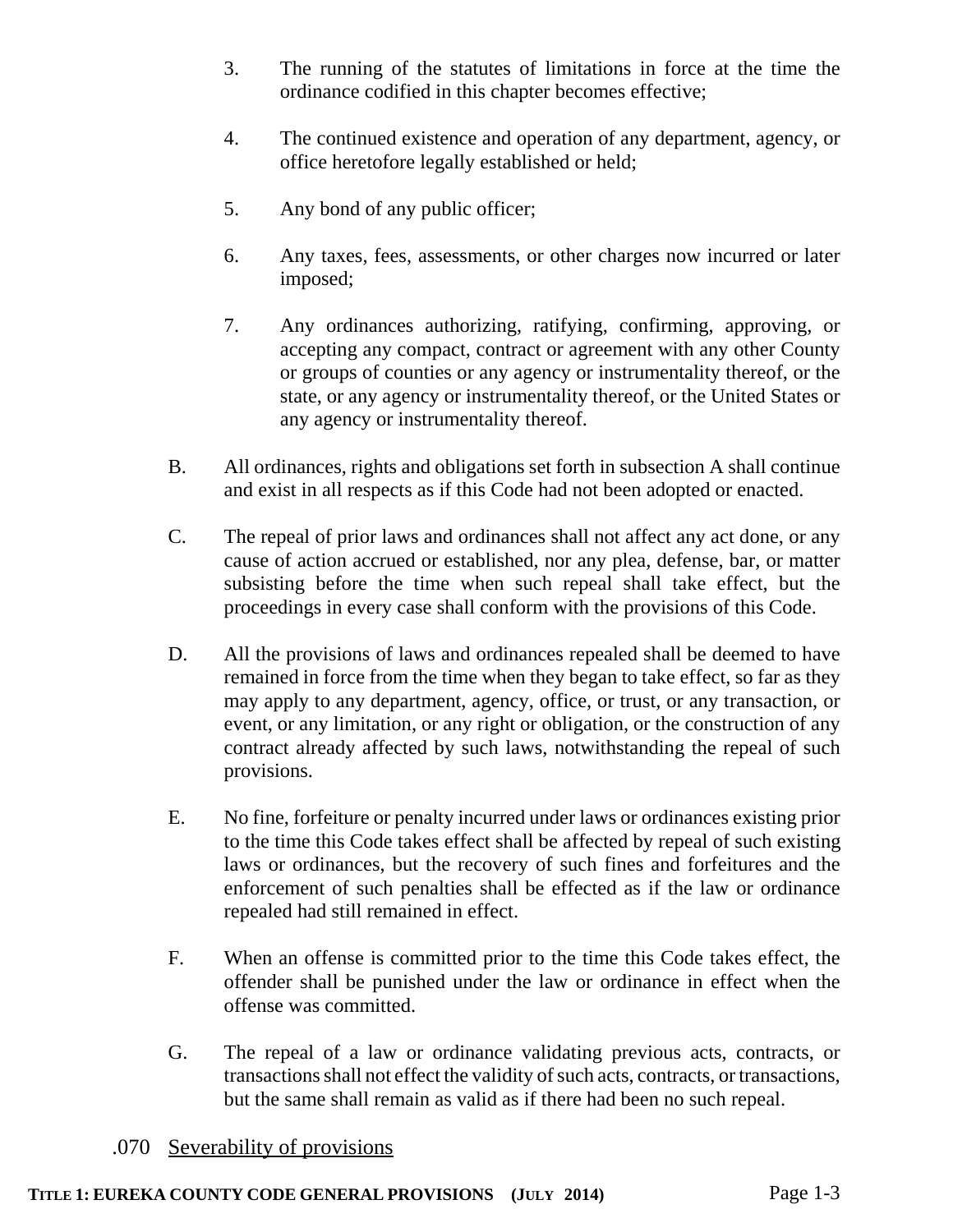3. The running of the statutes of limitations in force at the time the ordinance codified in this chapter becomes effective;

4. The continued existence and operation of any department, agency, or office heretofore legally established or held;

5. Any bond of any public officer;

6. Any taxes, fees, assessments, or other charges now incurred or later imposed;

7. Any ordinances authorizing, ratifying, confirming, approving, or accepting any compact, contract or agreement with any other County or groups of counties or any agency or instrumentality thereof, or the state, or any agency or instrumentality thereof, or the United States or any agency or instrumentality thereof.

B. All ordinances, rights and obligations set forth in subsection A shall continue and exist in all respects as if this Code had not been adopted or enacted.

C. The repeal of prior laws and ordinances shall not affect any act done, or any cause of action accrued or established, nor any plea, defense, bar, or matter subsisting before the time when such repeal shall take effect, but the proceedings in every case shall conform with the provisions of this Code.

D. All the provisions of laws and ordinances repealed shall be deemed to have remained in force from the time when they began to take effect, so far as they may apply to any department, agency, office, or trust, or any transaction, or event, or any limitation, or any right or obligation, or the construction of any contract already affected by such laws, notwithstanding the repeal of such provisions.

E. No fine, forfeiture or penalty incurred under laws or ordinances existing prior to the time this Code takes effect shall be affected by repeal of such existing laws or ordinances, but the recovery of such fines and forfeitures and the enforcement of such penalties shall be effected as if the law or ordinance repealed had still remained in effect.

F. When an offense is committed prior to the time this Code takes effect, the offender shall be punished under the law or ordinance in effect when the offense was committed.

G. The repeal of a law or ordinance validating previous acts, contracts, or transactions shall not effect the validity of such acts, contracts, or transactions, but the same shall remain as valid as if there had been no such repeal.

.070 Severability of provisions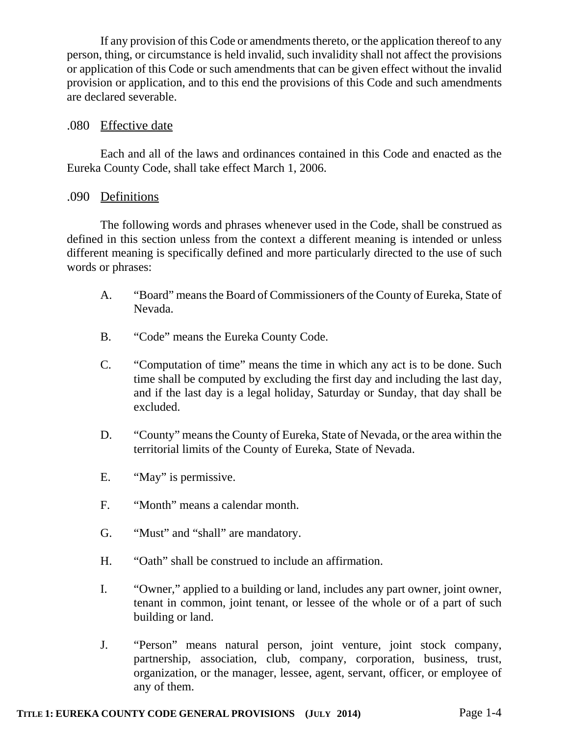If any provision of this Code or amendments thereto, or the application thereof to any person, thing, or circumstance is held invalid, such invalidity shall not affect the provisions or application of this Code or such amendments that can be given effect without the invalid provision or application, and to this end the provisions of this Code and such amendments are declared severable.

### .080 Effective date

Each and all of the laws and ordinances contained in this Code and enacted as the Eureka County Code, shall take effect March 1, 2006.

### .090 Definitions

The following words and phrases whenever used in the Code, shall be construed as defined in this section unless from the context a different meaning is intended or unless different meaning is specifically defined and more particularly directed to the use of such words or phrases:

A. "Board" means the Board of Commissioners of the County of Eureka, State of Nevada.

B. "Code" means the Eureka County Code.

C. "Computation of time" means the time in which any act is to be done. Such time shall be computed by excluding the first day and including the last day, and if the last day is a legal holiday, Saturday or Sunday, that day shall be excluded.

D. "County" means the County of Eureka, State of Nevada, or the area within the territorial limits of the County of Eureka, State of Nevada.

E. "May" is permissive.

F. "Month" means a calendar month.

G. "Must" and "shall" are mandatory.

H. "Oath" shall be construed to include an affirmation.

I. "Owner," applied to a building or land, includes any part owner, joint owner, tenant in common, joint tenant, or lessee of the whole or of a part of such building or land.

J. "Person" means natural person, joint venture, joint stock company, partnership, association, club, company, corporation, business, trust, organization, or the manager, lessee, agent, servant, officer, or employee of any of them.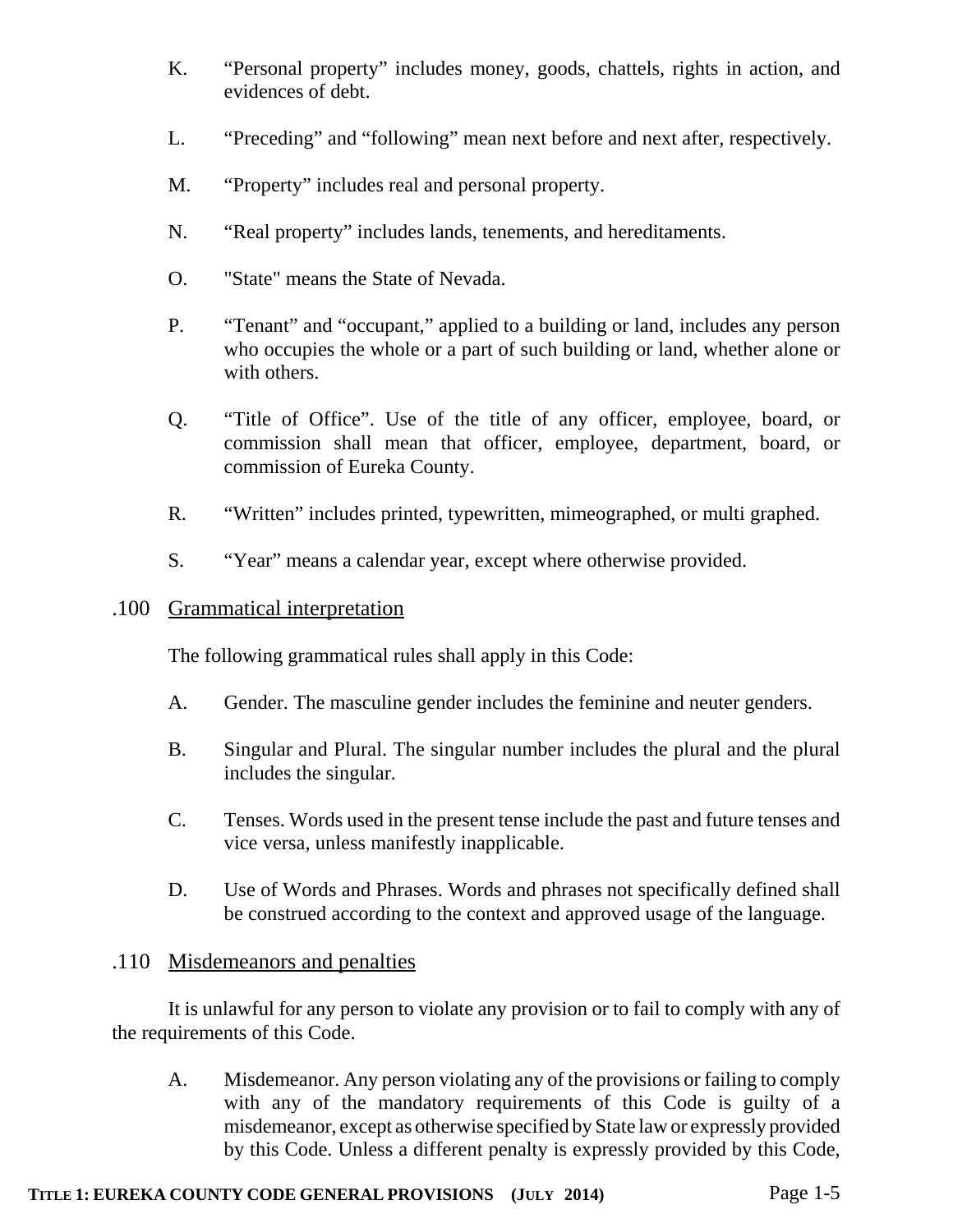K. “Personal property” includes money, goods, chattels, rights in action, and evidences of debt.

L. “Preceding” and “following” mean next before and next after, respectively.

M. “Property” includes real and personal property.

N. “Real property” includes lands, tenements, and hereditaments.

O. "State" means the State of Nevada.

P. “Tenant” and “occupant,” applied to a building or land, includes any person who occupies the whole or a part of such building or land, whether alone or with others.

Q. “Title of Office”. Use of the title of any officer, employee, board, or commission shall mean that officer, employee, department, board, or commission of Eureka County.

R. “Written” includes printed, typewritten, mimeographed, or multi graphed.

S. “Year” means a calendar year, except where otherwise provided.

## .100 Grammatical interpretation

The following grammatical rules shall apply in this Code:

A. Gender. The masculine gender includes the feminine and neuter genders.

B. Singular and Plural. The singular number includes the plural and the plural includes the singular.

C. Tenses. Words used in the present tense include the past and future tenses and vice versa, unless manifestly inapplicable.

D. Use of Words and Phrases. Words and phrases not specifically defined shall be construed according to the context and approved usage of the language.

## .110 Misdemeanors and penalties

It is unlawful for any person to violate any provision or to fail to comply with any of the requirements of this Code.

A. Misdemeanor. Any person violating any of the provisions or failing to comply with any of the mandatory requirements of this Code is guilty of a misdemeanor, except as otherwise specified by State law or expressly provided by this Code. Unless a different penalty is expressly provided by this Code,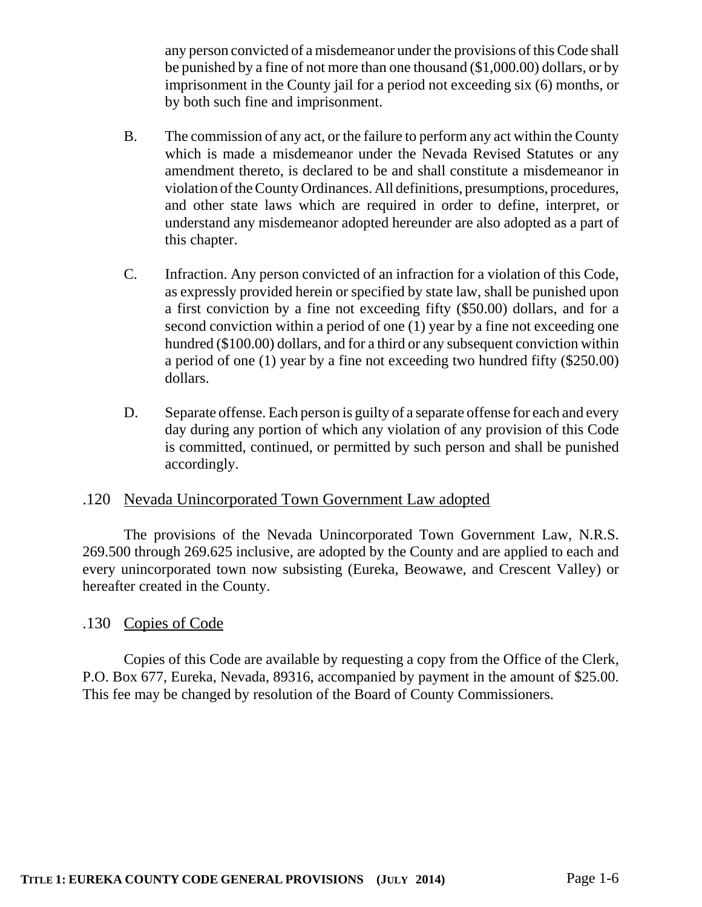any person convicted of a misdemeanor under the provisions of this Code shall be punished by a fine of not more than one thousand ($1,000.00) dollars, or by imprisonment in the County jail for a period not exceeding six (6) months, or by both such fine and imprisonment.

B. The commission of any act, or the failure to perform any act within the County which is made a misdemeanor under the Nevada Revised Statutes or any amendment thereto, is declared to be and shall constitute a misdemeanor in violation of the County Ordinances. All definitions, presumptions, procedures, and other state laws which are required in order to define, interpret, or understand any misdemeanor adopted hereunder are also adopted as a part of this chapter.

C. Infraction. Any person convicted of an infraction for a violation of this Code, as expressly provided herein or specified by state law, shall be punished upon a first conviction by a fine not exceeding fifty ($50.00) dollars, and for a second conviction within a period of one (1) year by a fine not exceeding one hundred ($100.00) dollars, and for a third or any subsequent conviction within a period of one (1) year by a fine not exceeding two hundred fifty ($250.00) dollars.

D. Separate offense. Each person is guilty of a separate offense for each and every day during any portion of which any violation of any provision of this Code is committed, continued, or permitted by such person and shall be punished accordingly.

### .120 Nevada Unincorporated Town Government Law adopted

The provisions of the Nevada Unincorporated Town Government Law, N.R.S. 269.500 through 269.625 inclusive, are adopted by the County and are applied to each and every unincorporated town now subsisting (Eureka, Beowawe, and Crescent Valley) or hereafter created in the County.

### .130 Copies of Code

Copies of this Code are available by requesting a copy from the Office of the Clerk, P.O. Box 677, Eureka, Nevada, 89316, accompanied by payment in the amount of $25.00. This fee may be changed by resolution of the Board of County Commissioners.